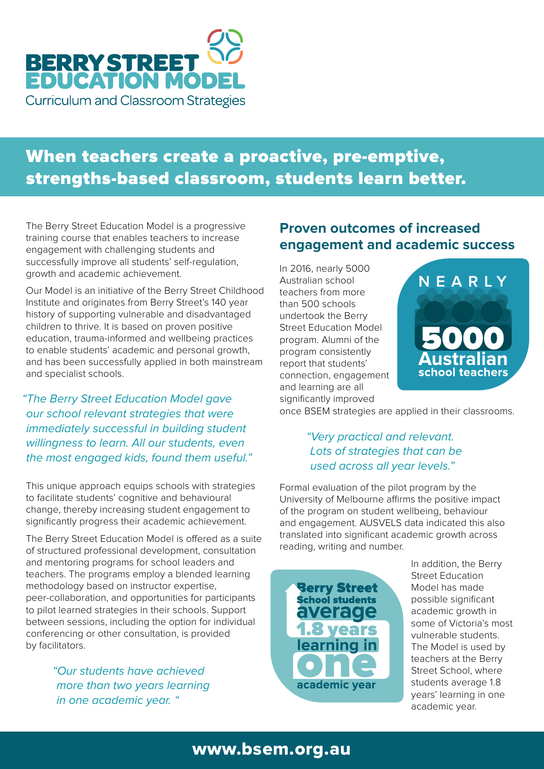# BERRY STREET EDUCATION MODEL

Curriculum and Classroom Strategies

## When teachers create a proactive, pre-emptive, strengths-based classroom, students learn better.

The Berry Street Education Model is a progressive training course that enables teachers to increase engagement with challenging students and successfully improve all students' self-regulation, growth and academic achievement.

Our Model is an initiative of the Berry Street Childhood Institute and originates from Berry Street's 140 year history of supporting vulnerable and disadvantaged children to thrive. It is based on proven positive education, trauma-informed and wellbeing practices to enable students' academic and personal growth, and has been successfully applied in both mainstream and specialist schools.

*"The Berry Street Education Model gave our school relevant strategies that were immediately successful in building student willingness to learn. All our students, even the most engaged kids, found them useful."*

This unique approach equips schools with strategies to facilitate students' cognitive and behavioural change, thereby increasing student engagement to significantly progress their academic achievement.

The Berry Street Education Model is offered as a suite of structured professional development, consultation and mentoring programs for school leaders and teachers. The programs employ a blended learning methodology based on instructor expertise, peer-collaboration, and opportunities for participants to pilot learned strategies in their schools. Support between sessions, including the option for individual conferencing or other consultation, is provided by facilitators.

*"Our students have achieved more than two years learning in one academic year. "*

### Proven outcomes of increased engagement and academic success

In 2016, nearly 5000 Australian school teachers from more than 500 schools undertook the Berry Street Education Model program. Alumni of the program consistently report that students' connection, engagement and learning are all significantly improved once BSEM strategies are applied in their classrooms.

**NEARLY 5000 Australian school teachers**

*"Very practical and relevant. Lots of strategies that can be used across all year levels."*

Formal evaluation of the pilot program by the University of Melbourne affirms the positive impact of the program on student wellbeing, behaviour and engagement. AUSVELS data indicated this also translated into significant academic growth across reading, writing and number.

**Berry Street School students average 1.8 years learning in one academic year**

In addition, the Berry Street Education Model has made possible significant academic growth in some of Victoria's most vulnerable students. The Model is used by teachers at the Berry Street School, where students average 1.8 years' learning in one academic year.

**www.bsem.org.au**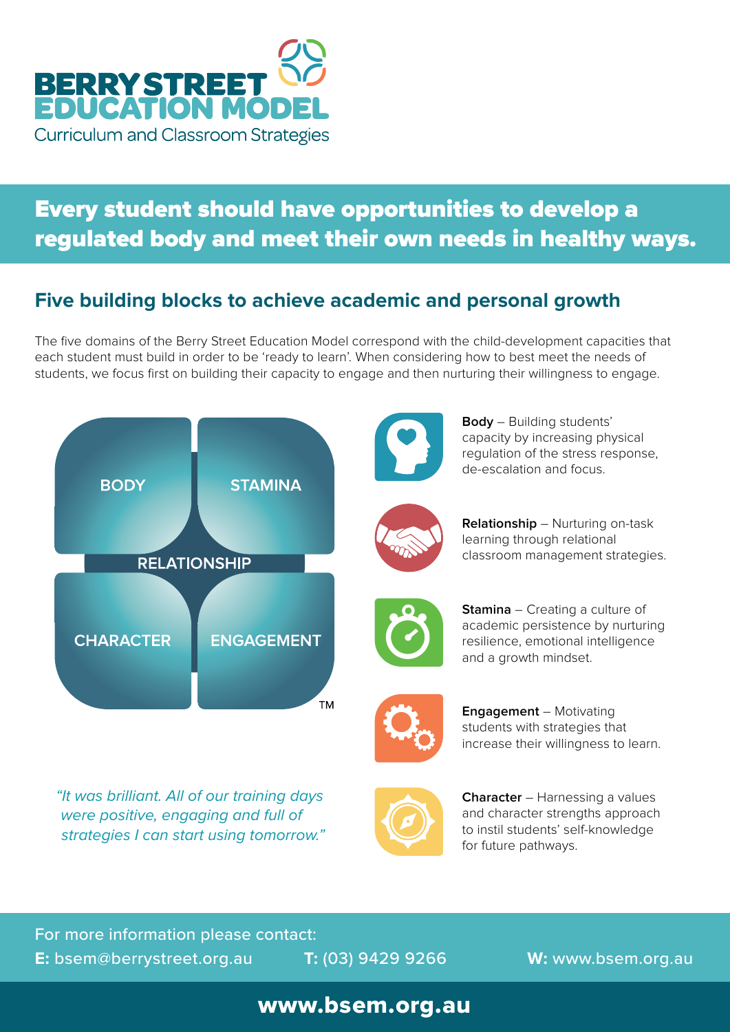# BERRY STREET EDUCATION MODEL

Curriculum and Classroom Strategies

## Every student should have opportunities to develop a regulated body and meet their own needs in healthy ways.

### Five building blocks to achieve academic and personal growth

The five domains of the Berry Street Education Model correspond with the child-development capacities that each student must build in order to be 'ready to learn'. When considering how to best meet the needs of students, we focus first on building their capacity to engage and then nurturing their willingness to engage.

BODY

STAMINA

RELATIONSHIP

CHARACTER

ENGAGEMENT

TM

**Body** – Building students' capacity by increasing physical regulation of the stress response, de-escalation and focus.

**Relationship** – Nurturing on-task learning through relational classroom management strategies.

**Stamina** – Creating a culture of academic persistence by nurturing resilience, emotional intelligence and a growth mindset.

**Engagement** – Motivating students with strategies that increase their willingness to learn.

**Character** – Harnessing a values and character strengths approach to instil students' self-knowledge for future pathways.

*"It was brilliant. All of our training days were positive, engaging and full of strategies I can start using tomorrow."*

For more information please contact:

**E:** bsem@berrystreet.org.au **T:** (03) 9429 9266 **W:** www.bsem.org.au

**www.bsem.org.au**